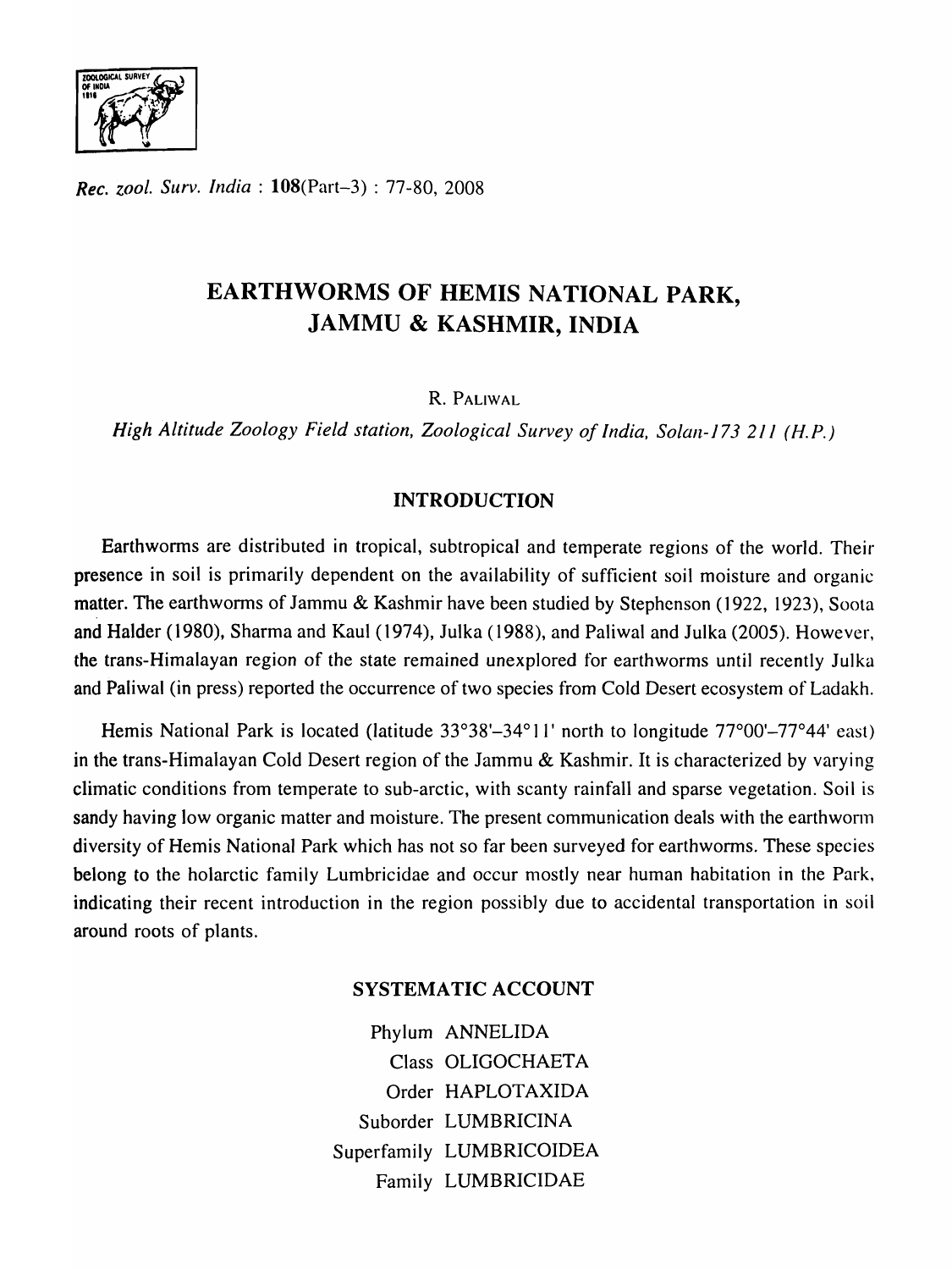Rec. zool. Surv. India : 108(Part-3) : 77-80, 2008

# EARTHWORMS OF HEMIS NATIONAL PARK, JAMMU & KASHMIR, INDIA

R. PALIWAL

*High Altitude Zoology Field station, Zoological Survey of India, Solan-173 211 (H.P.)*

## INTRODUCTION

Earthworms are distributed in tropical, subtropical and temperate regions of the world. Their presence in soil is primarily dependent on the availability of sufficient soil moisture and organic matter. The earthworms of Jammu & Kashmir have been studied by Stephenson (1922, 1923), Soota and Halder (1980), Sharma and Kaul (1974), Julka (1988), and Paliwal and Julka (2005). However, the trans-Himalayan region of the state remained unexplored for earthworms until recently Julka and Paliwal (in press) reported the occurrence of two species from Cold Desert ecosystem of Ladakh.

Hemis National Park is located (latitude 33°38'–34°11' north to longitude 77°00'–77°44' east) in the trans-Himalayan Cold Desert region of the Jammu & Kashmir. It is characterized by varying climatic conditions from temperate to sub-arctic, with scanty rainfall and sparse vegetation. Soil is sandy having low organic matter and moisture. The present communication deals with the earthworm diversity of Hemis National Park which has not so far been surveyed for earthworms. These species belong to the holarctic family Lumbricidae and occur mostly near human habitation in the Park, indicating their recent introduction in the region possibly due to accidental transportation in soil around roots of plants.

## SYSTEMATIC ACCOUNT

Phylum ANNELIDA
Class OLIGOCHAETA
Order HAPLOTAXIDA
Suborder LUMBRICINA
Superfamily LUMBRICOIDEA
Family LUMBRICIDAE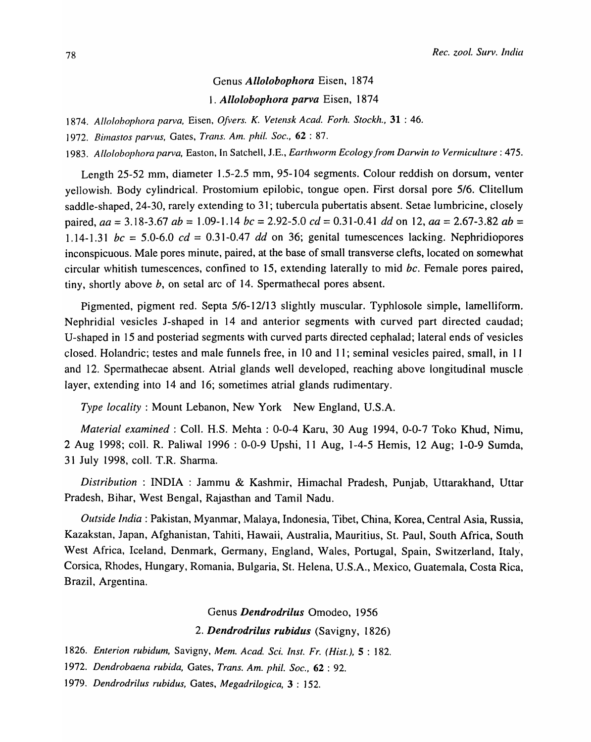## Genus *Allolobophora* Eisen, 1874

### 1. *Allolobophora parva* Eisen, 1874

1874. *Allolobophora parva,* Eisen, *Ofvers. K. Vetensk Acad. Forh. Stockh.,* **31** : 46.

1972. *Bimastos parvus,* Gates, *Trans. Am. phil. Soc.,* **62** : 87.

1983. *Allolobophora parva,* Easton, In Satchell, J.E., *Earthworm Ecology from Darwin to Vermiculture* : 475.

Length 25-52 mm, diameter 1.5-2.5 mm, 95-104 segments. Colour reddish on dorsum, venter yellowish. Body cylindrical. Prostomium epilobic, tongue open. First dorsal pore 5/6. Clitellum saddle-shaped, 24-30, rarely extending to 31; tubercula pubertatis absent. Setae lumbricine, closely paired, *aa* = 3.18-3.67 *ab* = 1.09-1.14 *bc* = 2.92-5.0 *cd* = 0.31-0.41 *dd* on 12, *aa* = 2.67-3.82 *ab* = 1.14-1.31 *bc* = 5.0-6.0 *cd* = 0.31-0.47 *dd* on 36; genital tumescences lacking. Nephridiopores inconspicuous. Male pores minute, paired, at the base of small transverse clefts, located on somewhat circular whitish tumescences, confined to 15, extending laterally to mid *bc*. Female pores paired, tiny, shortly above *b*, on setal arc of 14. Spermathecal pores absent.

Pigmented, pigment red. Septa 5/6-12/13 slightly muscular. Typhlosole simple, lamelliform. Nephridial vesicles J-shaped in 14 and anterior segments with curved part directed caudad; U-shaped in 15 and posteriad segments with curved parts directed cephalad; lateral ends of vesicles closed. Holandric; testes and male funnels free, in 10 and 11; seminal vesicles paired, small, in 11 and 12. Spermathecae absent. Atrial glands well developed, reaching above longitudinal muscle layer, extending into 14 and 16; sometimes atrial glands rudimentary.

*Type locality* : Mount Lebanon, New York New England, U.S.A.

*Material examined* : Coll. H.S. Mehta : 0-0-4 Karu, 30 Aug 1994, 0-0-7 Toko Khud, Nimu, 2 Aug 1998; coll. R. Paliwal 1996 : 0-0-9 Upshi, 11 Aug, 1-4-5 Hemis, 12 Aug; 1-0-9 Sumda, 31 July 1998, coll. T.R. Sharma.

*Distribution* : INDIA : Jammu & Kashmir, Himachal Pradesh, Punjab, Uttarakhand, Uttar Pradesh, Bihar, West Bengal, Rajasthan and Tamil Nadu.

*Outside India* : Pakistan, Myanmar, Malaya, Indonesia, Tibet, China, Korea, Central Asia, Russia, Kazakstan, Japan, Afghanistan, Tahiti, Hawaii, Australia, Mauritius, St. Paul, South Africa, South West Africa, Iceland, Denmark, Germany, England, Wales, Portugal, Spain, Switzerland, Italy, Corsica, Rhodes, Hungary, Romania, Bulgaria, St. Helena, U.S.A., Mexico, Guatemala, Costa Rica, Brazil, Argentina.

## Genus *Dendrodrilus* Omodeo, 1956

### 2. *Dendrodrilus rubidus* (Savigny, 1826)

1826. *Enterion rubidum,* Savigny, *Mem. Acad. Sci. Inst. Fr. (Hist.),* **5** : 182.

1972. *Dendrobaena rubida,* Gates, *Trans. Am. phil. Soc.,* **62** : 92.

1979. *Dendrodrilus rubidus,* Gates, *Megadrilogica,* **3** : 152.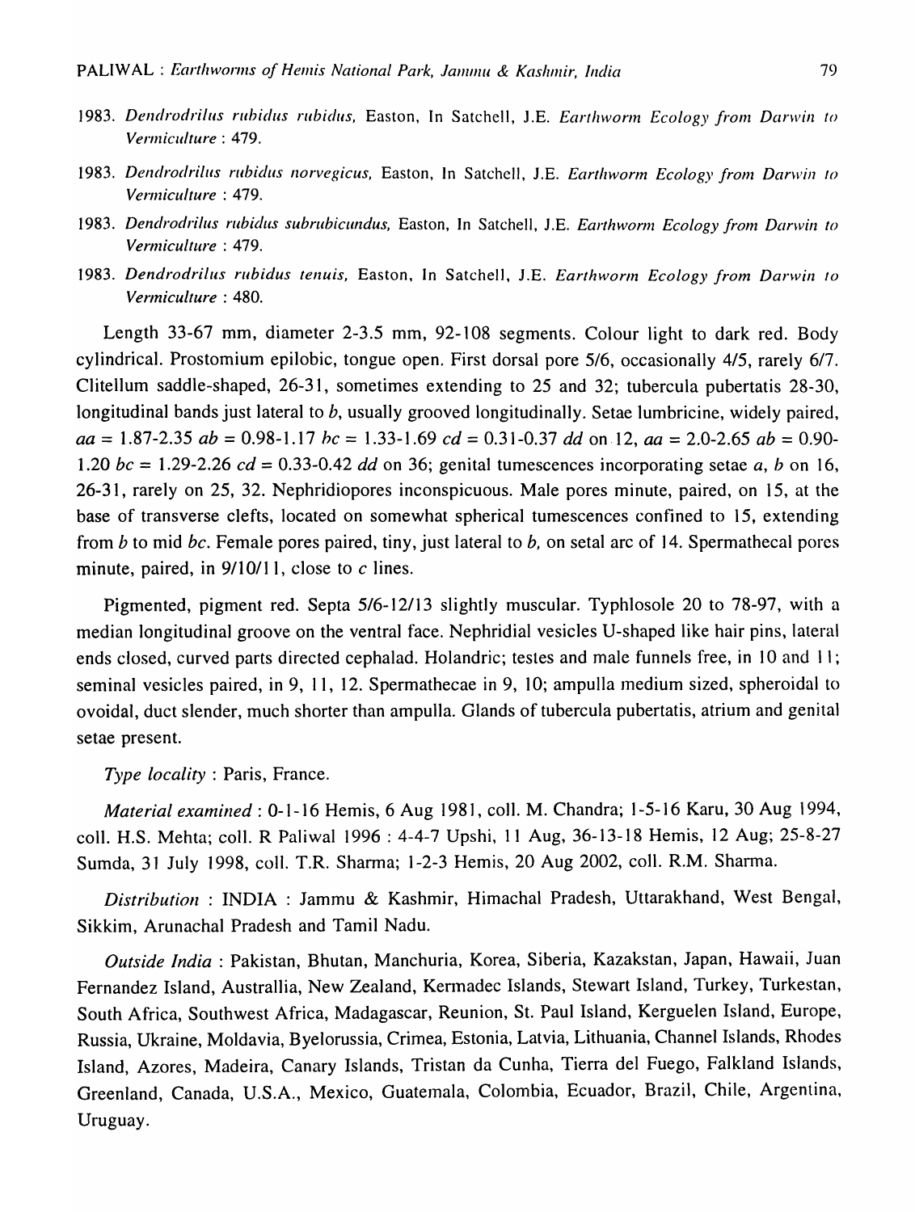1983. *Dendrodrilus rubidus rubidus*, Easton, In Satchell, J.E. *Earthworm Ecology from Darwin to Vermiculture* : 479.

1983. *Dendrodrilus rubidus norvegicus*, Easton, In Satchell, J.E. *Earthworm Ecology from Darwin to Vermiculture* : 479.

1983. *Dendrodrilus rubidus subrubicundus*, Easton, In Satchell, J.E. *Earthworm Ecology from Darwin to Vermiculture* : 479.

1983. *Dendrodrilus rubidus tenuis*, Easton, In Satchell, J.E. *Earthworm Ecology from Darwin to Vermiculture* : 480.

Length 33-67 mm, diameter 2-3.5 mm, 92-108 segments. Colour light to dark red. Body cylindrical. Prostomium epilobic, tongue open. First dorsal pore 5/6, occasionally 4/5, rarely 6/7. Clitellum saddle-shaped, 26-31, sometimes extending to 25 and 32; tubercula pubertatis 28-30, longitudinal bands just lateral to *b*, usually grooved longitudinally. Setae lumbricine, widely paired, *aa* = 1.87-2.35 *ab* = 0.98-1.17 *bc* = 1.33-1.69 *cd* = 0.31-0.37 *dd* on 12, *aa* = 2.0-2.65 *ab* = 0.90-1.20 *bc* = 1.29-2.26 *cd* = 0.33-0.42 *dd* on 36; genital tumescences incorporating setae *a*, *b* on 16, 26-31, rarely on 25, 32. Nephridiopores inconspicuous. Male pores minute, paired, on 15, at the base of transverse clefts, located on somewhat spherical tumescences confined to 15, extending from *b* to mid *bc*. Female pores paired, tiny, just lateral to *b*, on setal arc of 14. Spermathecal pores minute, paired, in 9/10/11, close to *c* lines.

Pigmented, pigment red. Septa 5/6-12/13 slightly muscular. Typhlosole 20 to 78-97, with a median longitudinal groove on the ventral face. Nephridial vesicles U-shaped like hair pins, lateral ends closed, curved parts directed cephalad. Holandric; testes and male funnels free, in 10 and 11; seminal vesicles paired, in 9, 11, 12. Spermathecae in 9, 10; ampulla medium sized, spheroidal to ovoidal, duct slender, much shorter than ampulla. Glands of tubercula pubertatis, atrium and genital setae present.

*Type locality* : Paris, France.

*Material examined* : 0-1-16 Hemis, 6 Aug 1981, coll. M. Chandra; 1-5-16 Karu, 30 Aug 1994, coll. H.S. Mehta; coll. R Paliwal 1996 : 4-4-7 Upshi, 11 Aug, 36-13-18 Hemis, 12 Aug; 25-8-27 Sumda, 31 July 1998, coll. T.R. Sharma; 1-2-3 Hemis, 20 Aug 2002, coll. R.M. Sharma.

*Distribution* : INDIA : Jammu & Kashmir, Himachal Pradesh, Uttarakhand, West Bengal, Sikkim, Arunachal Pradesh and Tamil Nadu.

*Outside India* : Pakistan, Bhutan, Manchuria, Korea, Siberia, Kazakstan, Japan, Hawaii, Juan Fernandez Island, Australlia, New Zealand, Kermadec Islands, Stewart Island, Turkey, Turkestan, South Africa, Southwest Africa, Madagascar, Reunion, St. Paul Island, Kerguelen Island, Europe, Russia, Ukraine, Moldavia, Byelorussia, Crimea, Estonia, Latvia, Lithuania, Channel Islands, Rhodes Island, Azores, Madeira, Canary Islands, Tristan da Cunha, Tierra del Fuego, Falkland Islands, Greenland, Canada, U.S.A., Mexico, Guatemala, Colombia, Ecuador, Brazil, Chile, Argentina, Uruguay.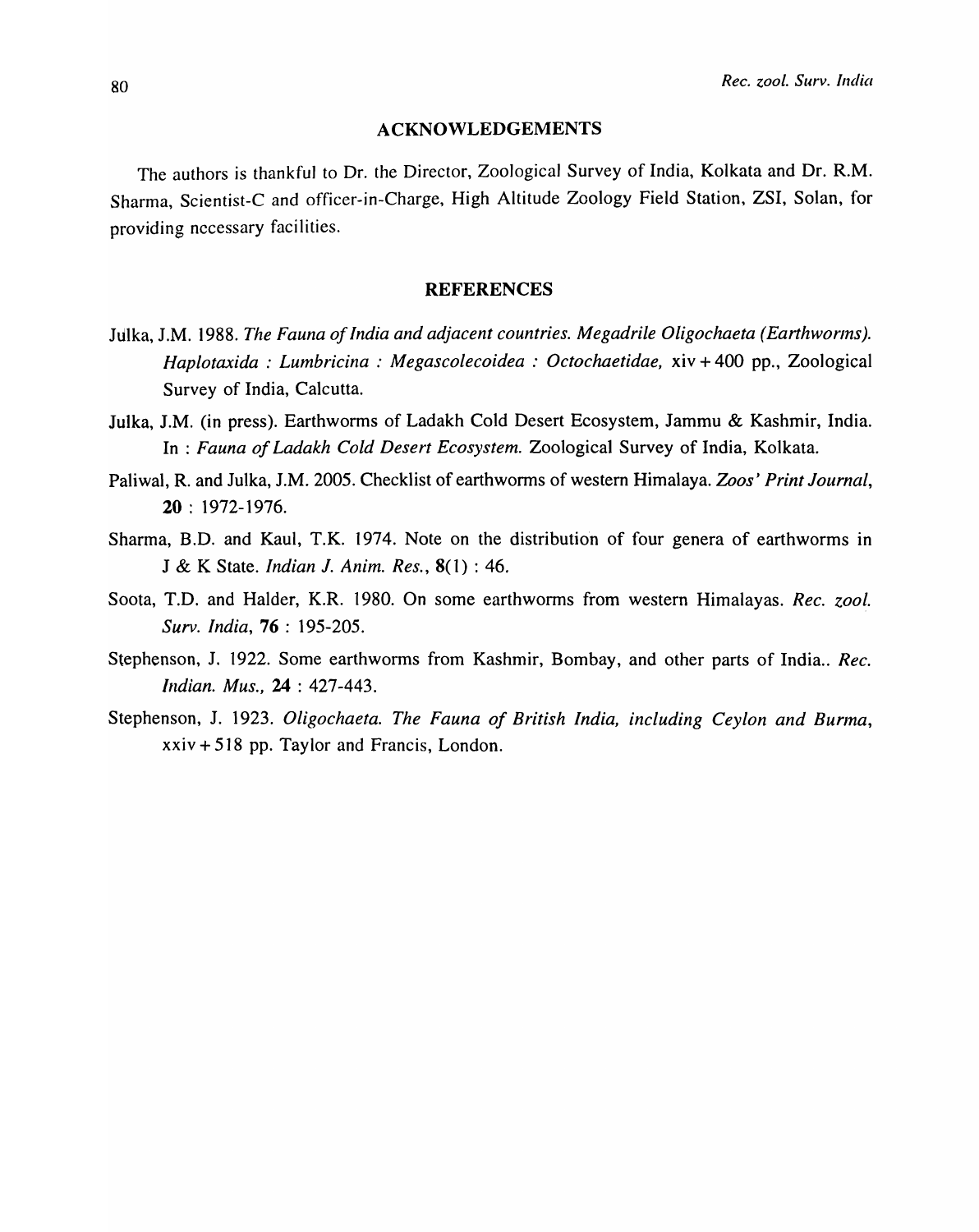## ACKNOWLEDGEMENTS

The authors is thankful to Dr. the Director, Zoological Survey of India, Kolkata and Dr. R.M. Sharma, Scientist-C and officer-in-Charge, High Altitude Zoology Field Station, ZSI, Solan, for providing nccessary facilities.

## REFERENCES

Julka, J.M. 1988. *The Fauna of India and adjacent countries. Megadrile Oligochaeta (Earthworms). Haplotaxida : Lumbricina : Megascolecoidea : Octochaetidae,* xiv + 400 pp., Zoological Survey of India, Calcutta.

Julka, J.M. (in press). Earthworms of Ladakh Cold Desert Ecosystem, Jammu & Kashmir, India. In : *Fauna of Ladakh Cold Desert Ecosystem.* Zoological Survey of India, Kolkata.

Paliwal, R. and Julka, J.M. 2005. Checklist of earthworms of western Himalaya. *Zoos' Print Journal,* **20** : 1972-1976.

Sharma, B.D. and Kaul, T.K. 1974. Note on the distribution of four genera of earthworms in J & K State. *Indian J. Anim. Res.,* **8**(1) : 46.

Soota, T.D. and Halder, K.R. 1980. On some earthworms from western Himalayas. *Rec. zool. Surv. India,* **76** : 195-205.

Stephenson, J. 1922. Some earthworms from Kashmir, Bombay, and other parts of India.. *Rec. Indian. Mus.,* **24** : 427-443.

Stephenson, J. 1923. *Oligochaeta. The Fauna of British India, including Ceylon and Burma,* xxiv + 518 pp. Taylor and Francis, London.